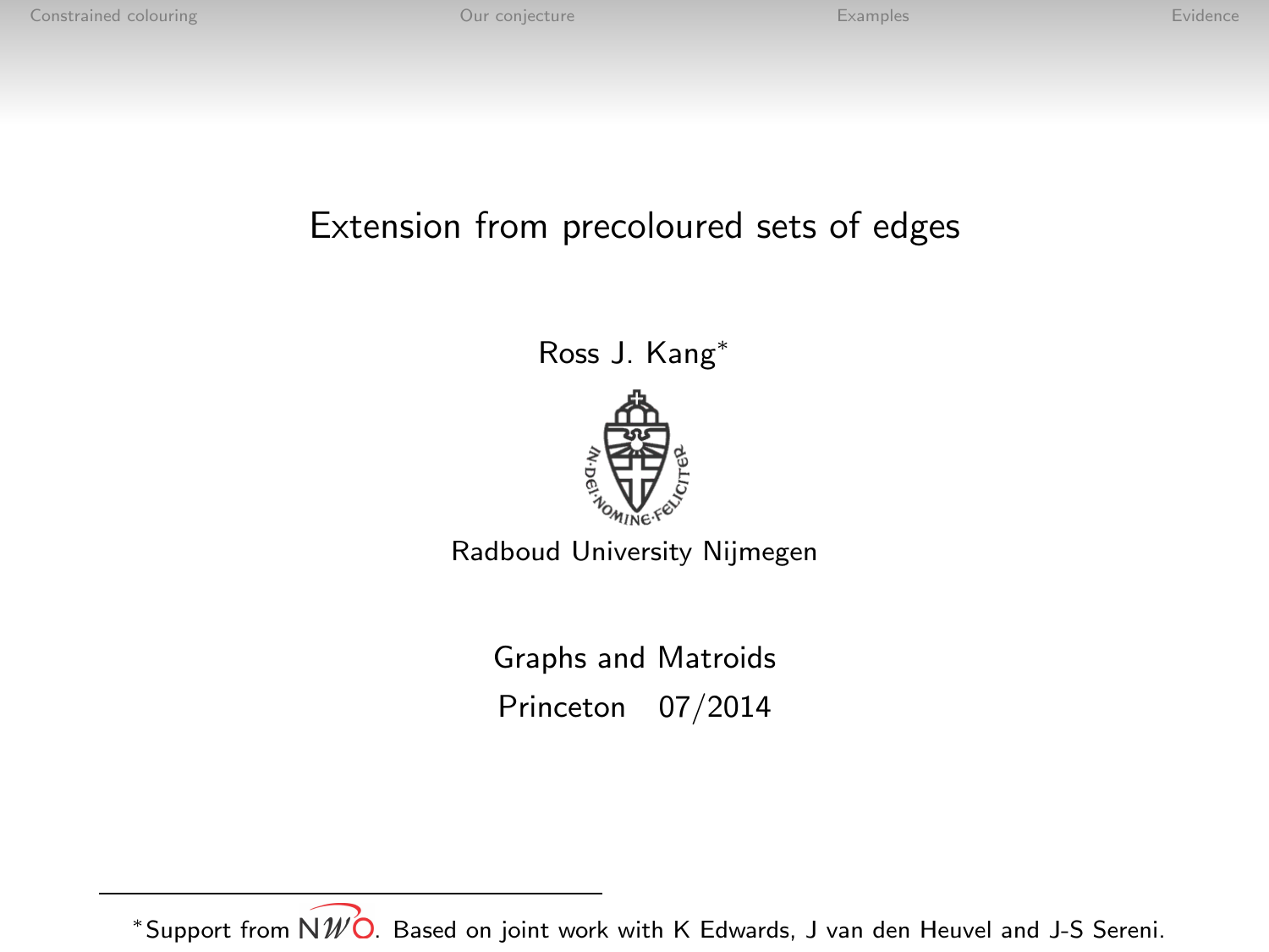# Extension from precoloured sets of edges

Ross J. Kang*

Radboud University Nijmegen

Graphs and Matroids

Princeton 07/2014

*Support from NWO. Based on joint work with K Edwards, J van den Heuvel and J-S Sereni.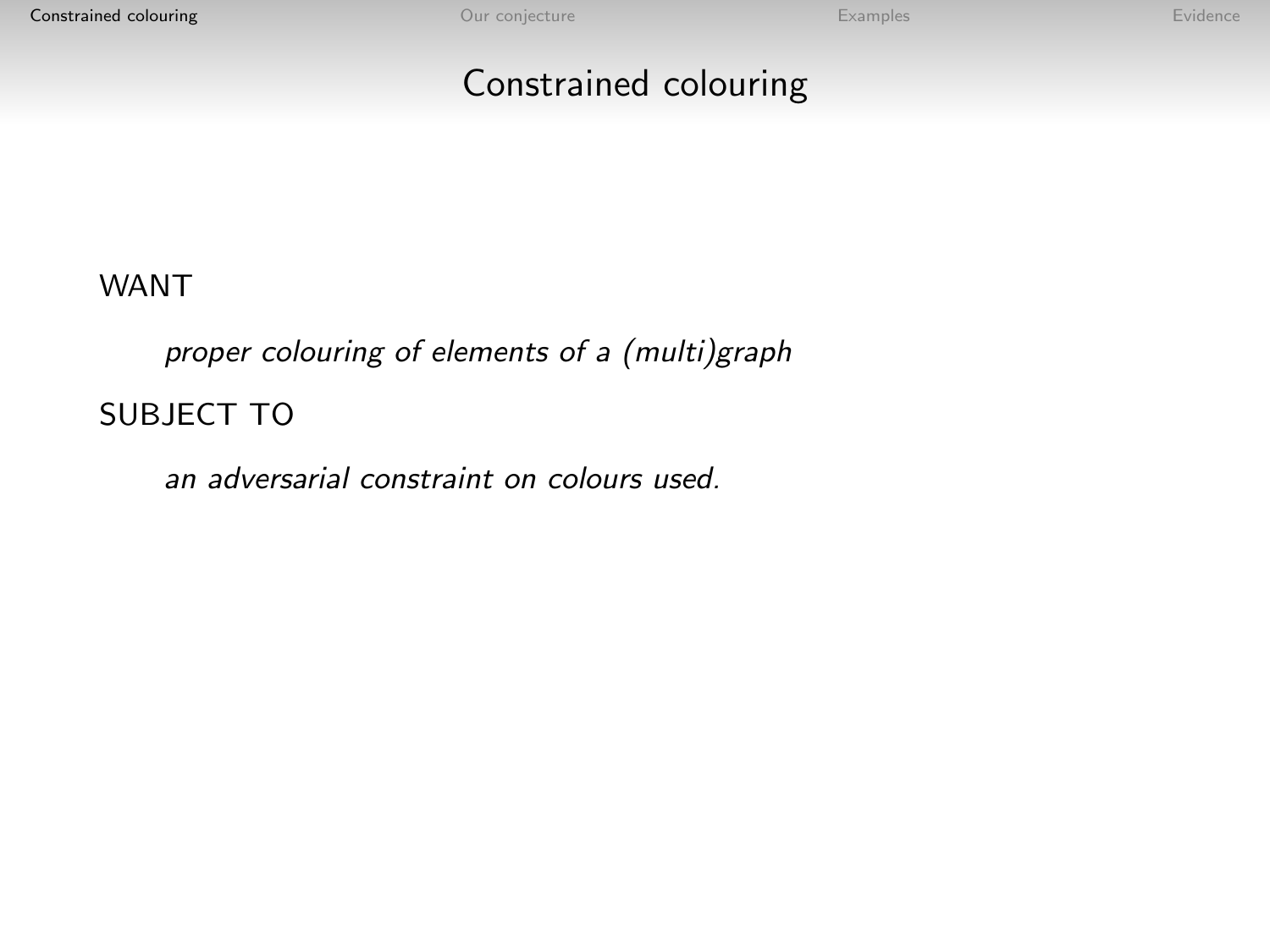# Constrained colouring

WANT

*proper colouring of elements of a (multi)graph*

SUBJECT TO

*an adversarial constraint on colours used.*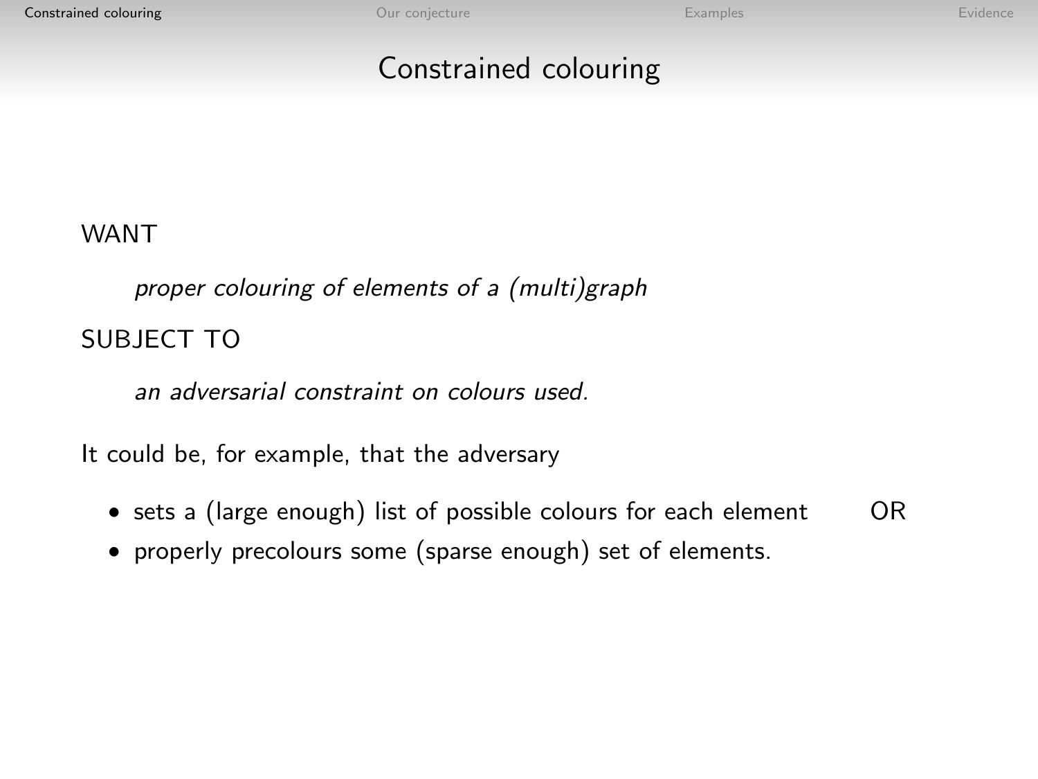# Constrained colouring

WANT

*proper colouring of elements of a (multi)graph*

SUBJECT TO

*an adversarial constraint on colours used.*

It could be, for example, that the adversary

- sets a (large enough) list of possible colours for each element OR
- properly precolours some (sparse enough) set of elements.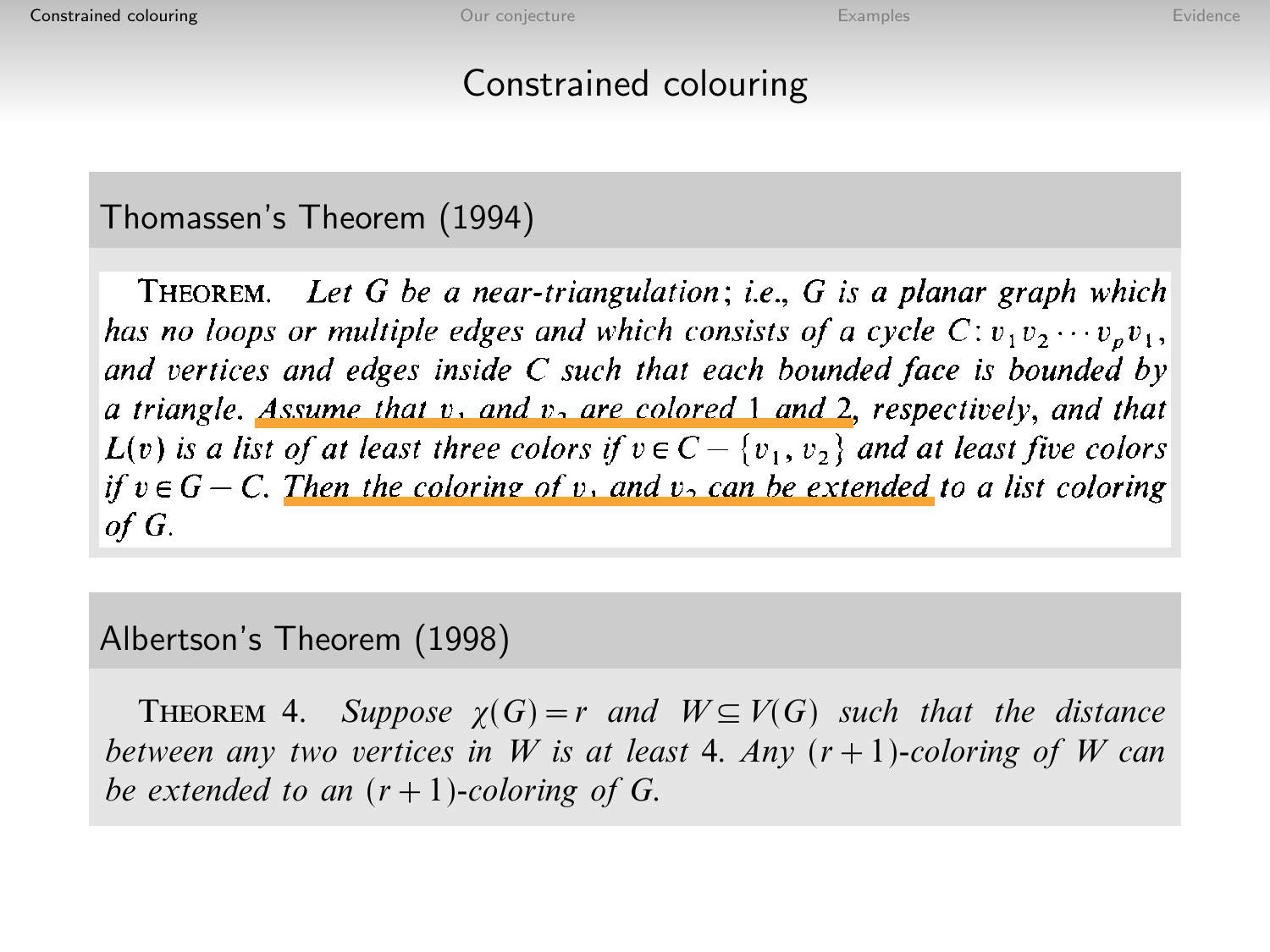# Constrained colouring

## Thomassen's Theorem (1994)

THEOREM. *Let $G$ be a near-triangulation; i.e., $G$ is a planar graph which has no loops or multiple edges and which consists of a cycle $C: v_1 v_2 \cdots v_p v_1$, and vertices and edges inside $C$ such that each bounded face is bounded by a triangle. Assume that $v_1$ and $v_2$ are colored 1 and 2, respectively, and that $L(v)$ is a list of at least three colors if $v \in C - \{v_1, v_2\}$ and at least five colors if $v \in G - C$. Then the coloring of $v_1$ and $v_2$ can be extended to a list coloring of $G$.*

## Albertson's Theorem (1998)

THEOREM 4. *Suppose $\chi(G) = r$ and $W \subseteq V(G)$ such that the distance between any two vertices in $W$ is at least 4. Any $(r+1)$-coloring of $W$ can be extended to an $(r+1)$-coloring of $G$.*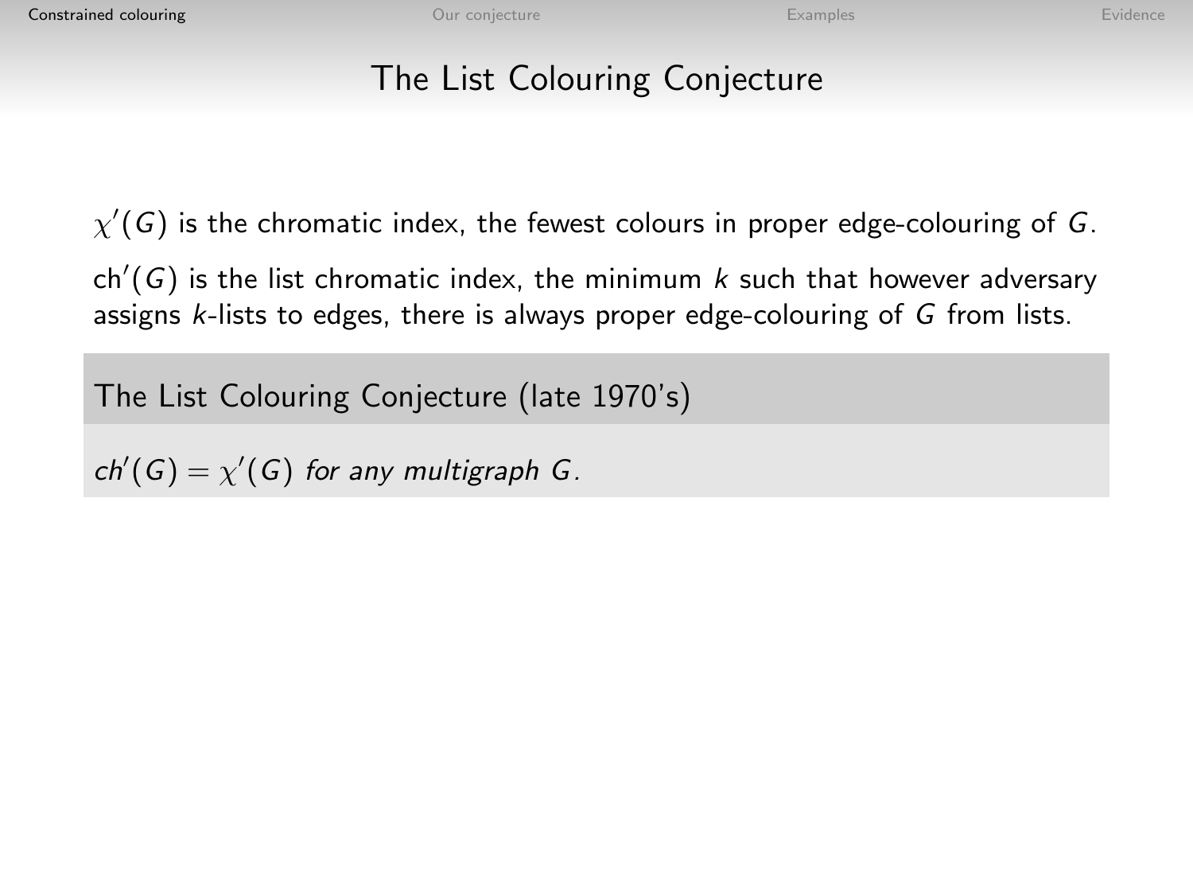# The List Colouring Conjecture

$\chi'(G)$ is the chromatic index, the fewest colours in proper edge-colouring of $G$.

$\text{ch}'(G)$ is the list chromatic index, the minimum $k$ such that however adversary assigns $k$-lists to edges, there is always proper edge-colouring of $G$ from lists.

**The List Colouring Conjecture (late 1970's)**

*$ch'(G) = \chi'(G)$ for any multigraph $G$.*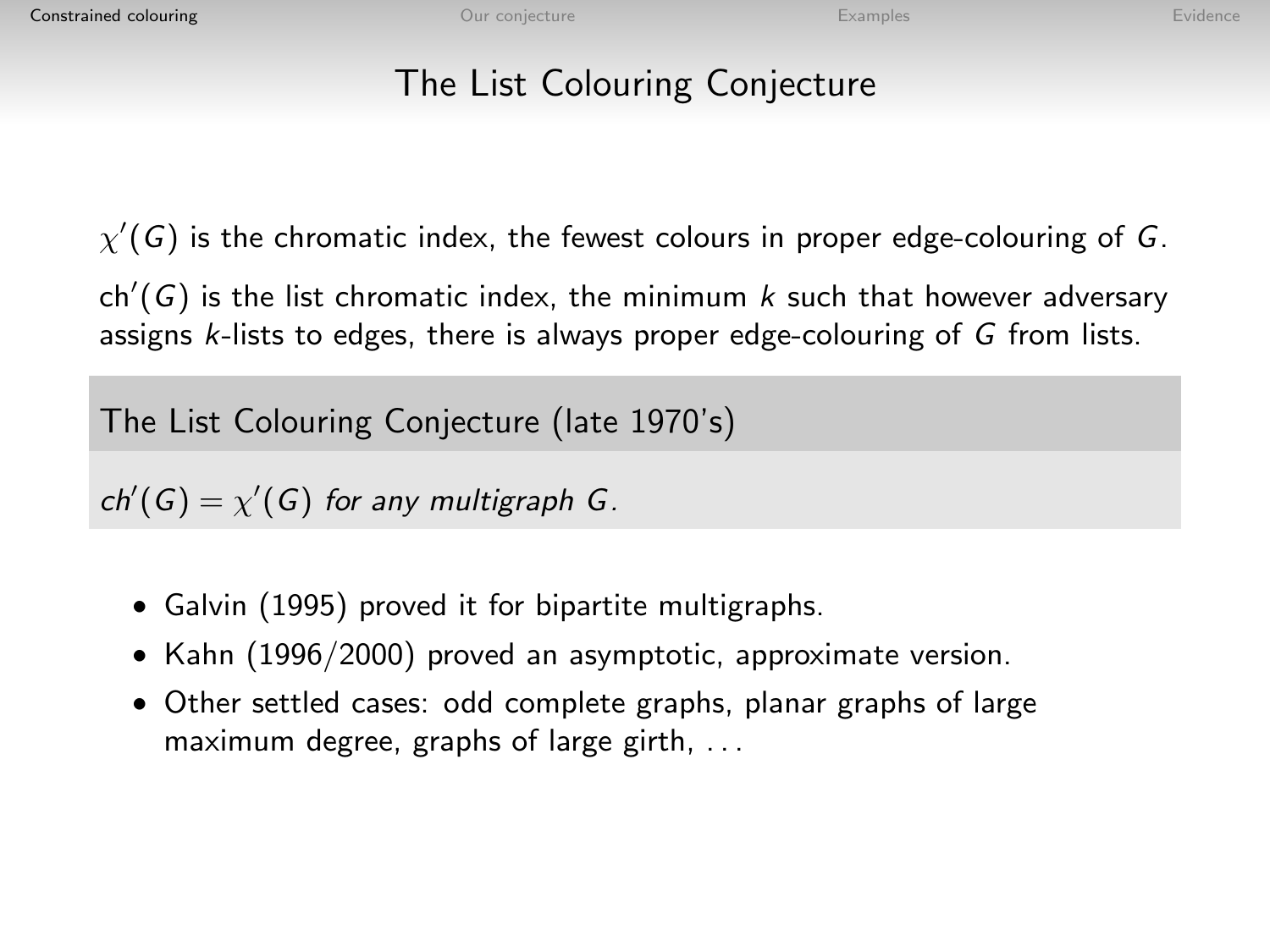# The List Colouring Conjecture

$\chi'(G)$ is the chromatic index, the fewest colours in proper edge-colouring of $G$.

$\mathrm{ch}'(G)$ is the list chromatic index, the minimum $k$ such that however adversary assigns $k$-lists to edges, there is always proper edge-colouring of $G$ from lists.

**The List Colouring Conjecture (late 1970's)**

*$ch'(G) = \chi'(G)$ for any multigraph $G$.*

- Galvin (1995) proved it for bipartite multigraphs.
- Kahn (1996/2000) proved an asymptotic, approximate version.
- Other settled cases: odd complete graphs, planar graphs of large maximum degree, graphs of large girth, . . .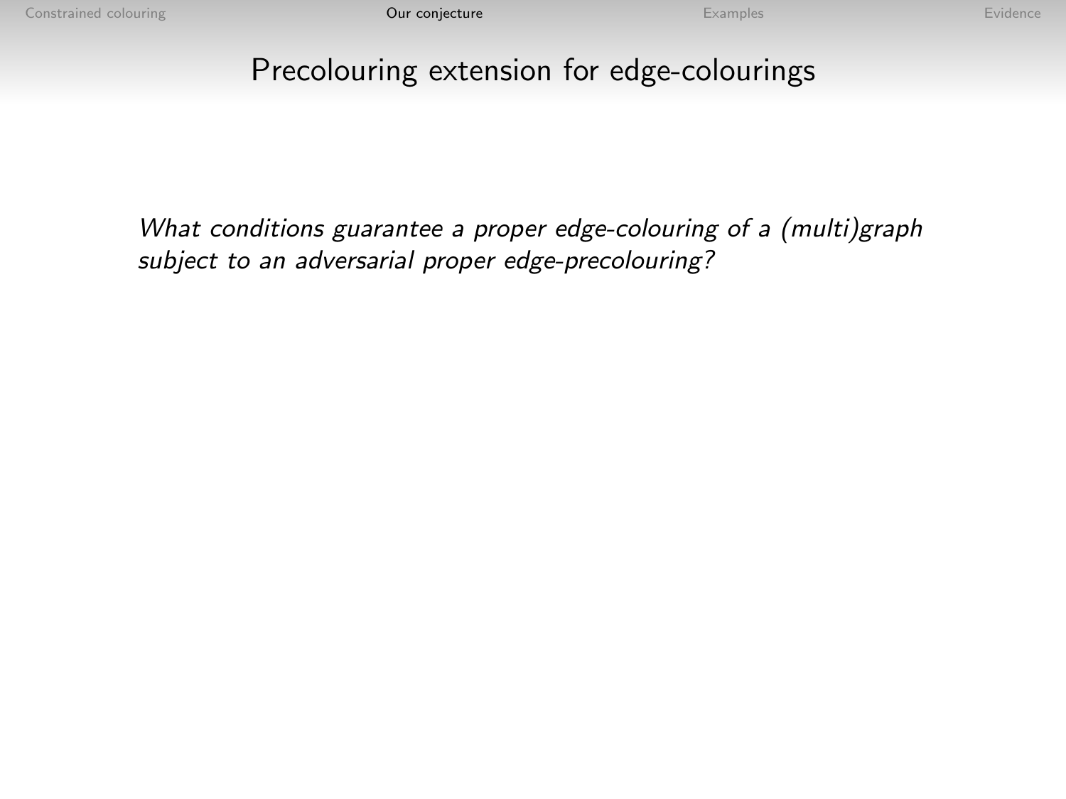# Precolouring extension for edge-colourings

*What conditions guarantee a proper edge-colouring of a (multi)graph subject to an adversarial proper edge-precolouring?*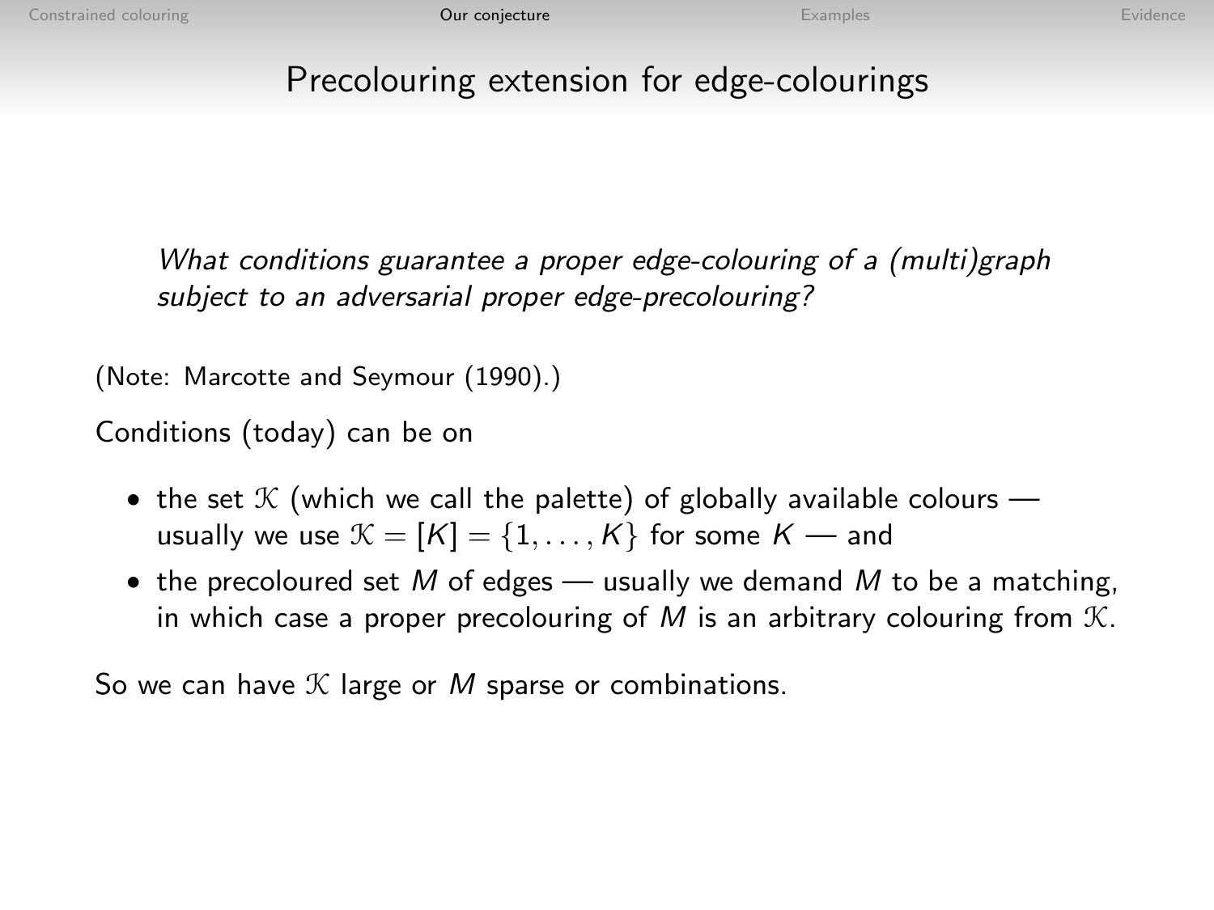# Precolouring extension for edge-colourings

*What conditions guarantee a proper edge-colouring of a (multi)graph subject to an adversarial proper edge-precolouring?*

(Note: Marcotte and Seymour (1990).)

Conditions (today) can be on

- the set $\mathcal{K}$ (which we call the palette) of globally available colours — usually we use $\mathcal{K} = [K] = \{1, \ldots, K\}$ for some $K$ — and
- the precoloured set $M$ of edges — usually we demand $M$ to be a matching, in which case a proper precolouring of $M$ is an arbitrary colouring from $\mathcal{K}$.

So we can have $\mathcal{K}$ large or $M$ sparse or combinations.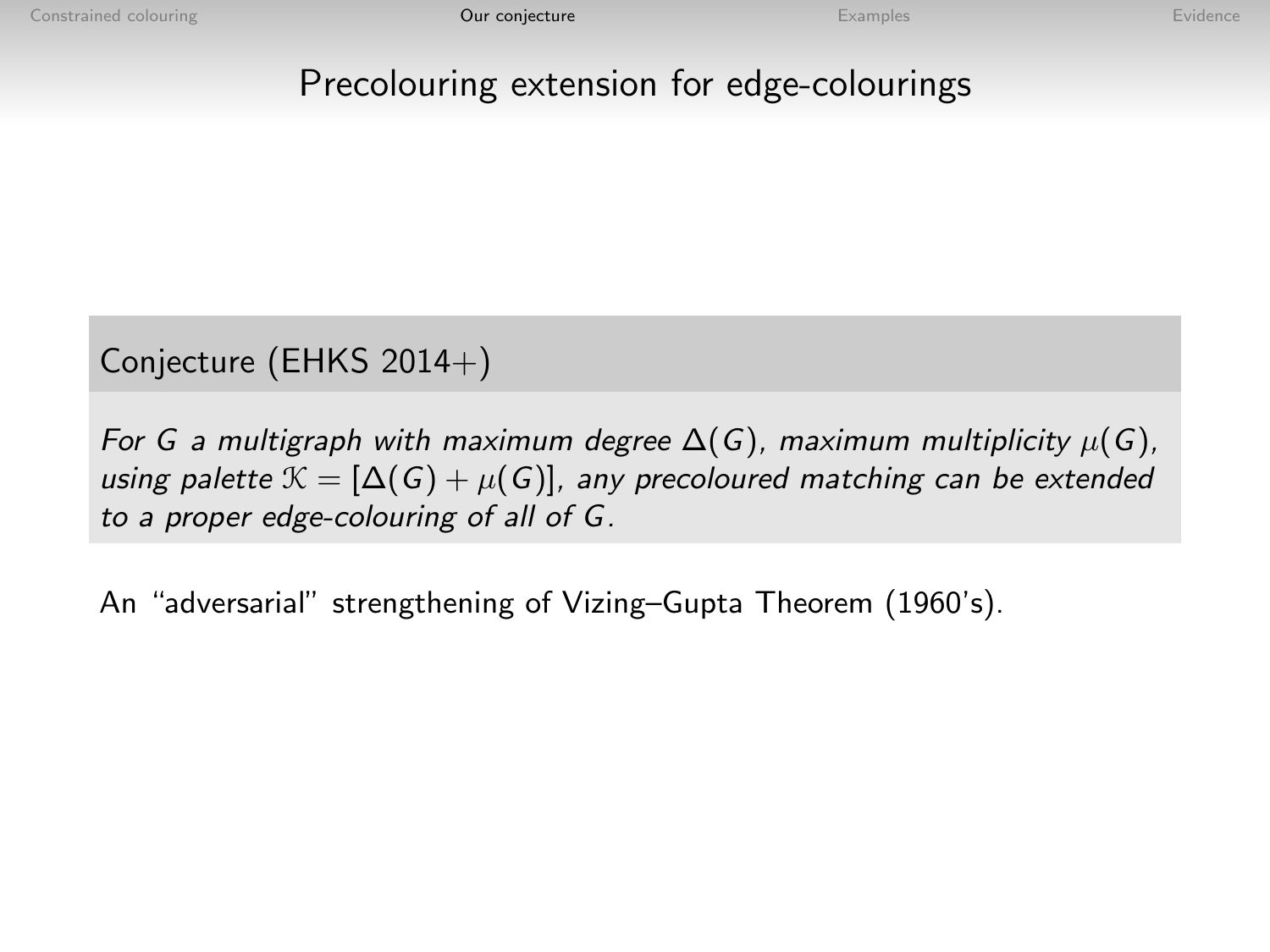# Precolouring extension for edge-colourings

**Conjecture (EHKS 2014+)**

*For $G$ a multigraph with maximum degree $\Delta(G)$, maximum multiplicity $\mu(G)$, using palette $\mathcal{K} = [\Delta(G) + \mu(G)]$, any precoloured matching can be extended to a proper edge-colouring of all of $G$.*

An "adversarial" strengthening of Vizing–Gupta Theorem (1960's).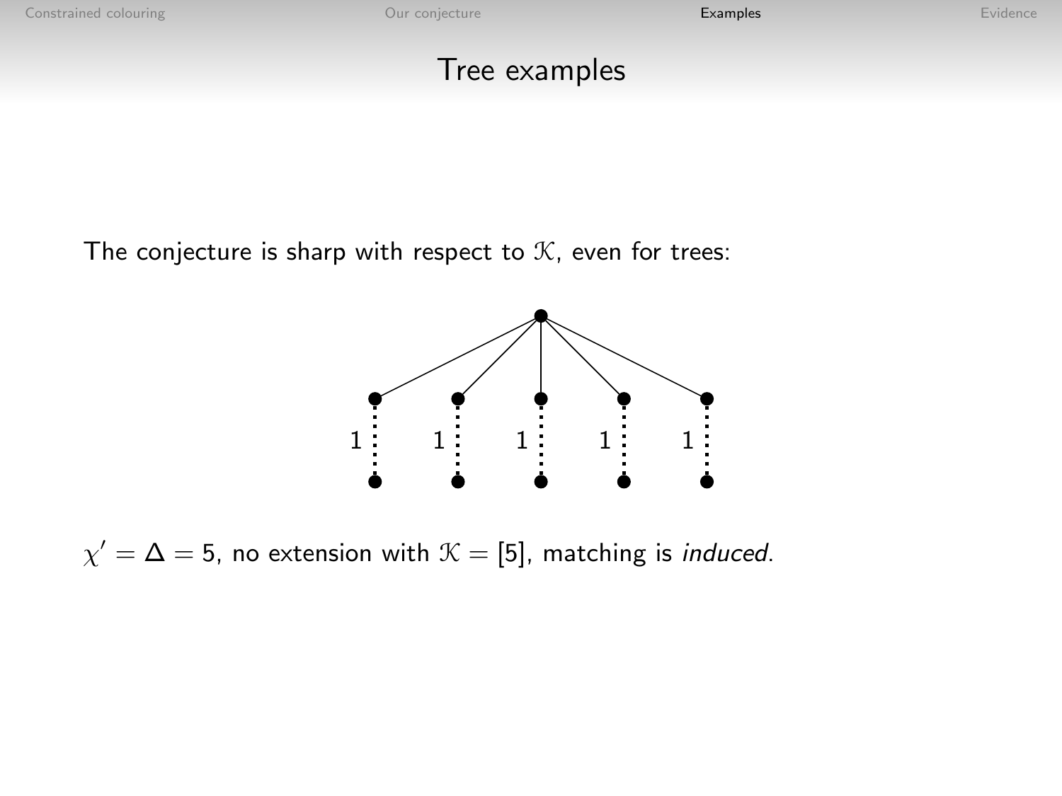# Tree examples

The conjecture is sharp with respect to $\mathcal{K}$, even for trees:

$\chi' = \Delta = 5$, no extension with $\mathcal{K} = [5]$, matching is *induced*.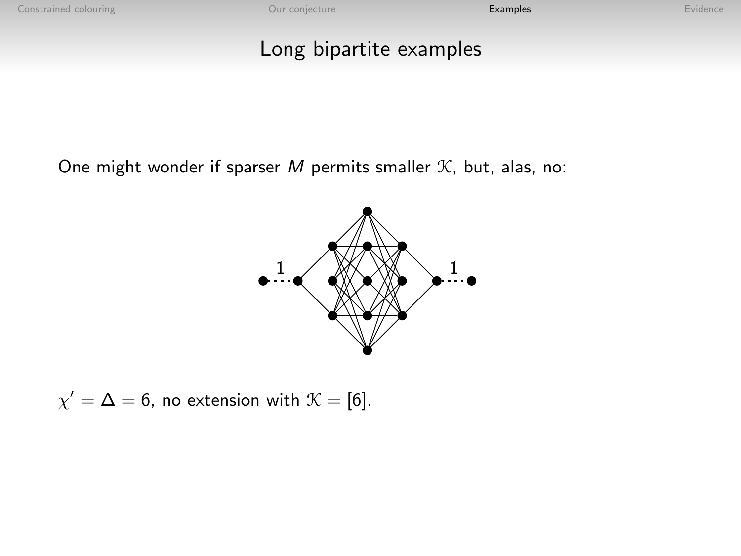## Long bipartite examples

One might wonder if sparser $M$ permits smaller $\mathcal{K}$, but, alas, no:

$\chi' = \Delta = 6$, no extension with $\mathcal{K} = [6]$.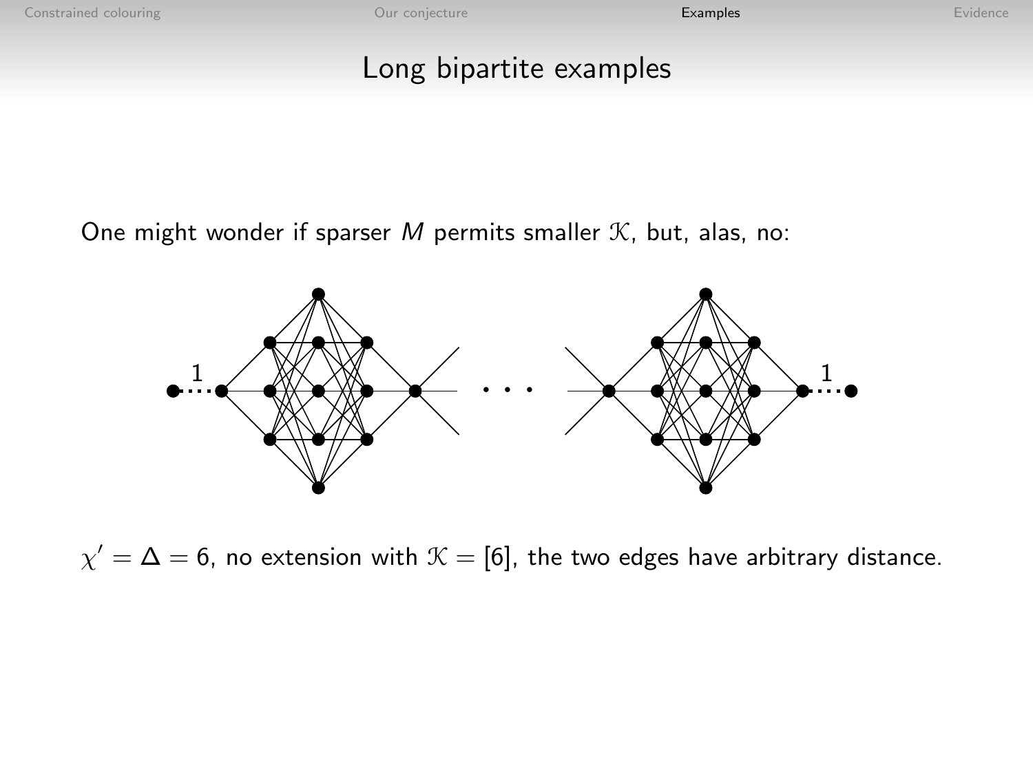## Long bipartite examples

One might wonder if sparser $M$ permits smaller $\mathcal{K}$, but, alas, no:

$\chi' = \Delta = 6$, no extension with $\mathcal{K} = [6]$, the two edges have arbitrary distance.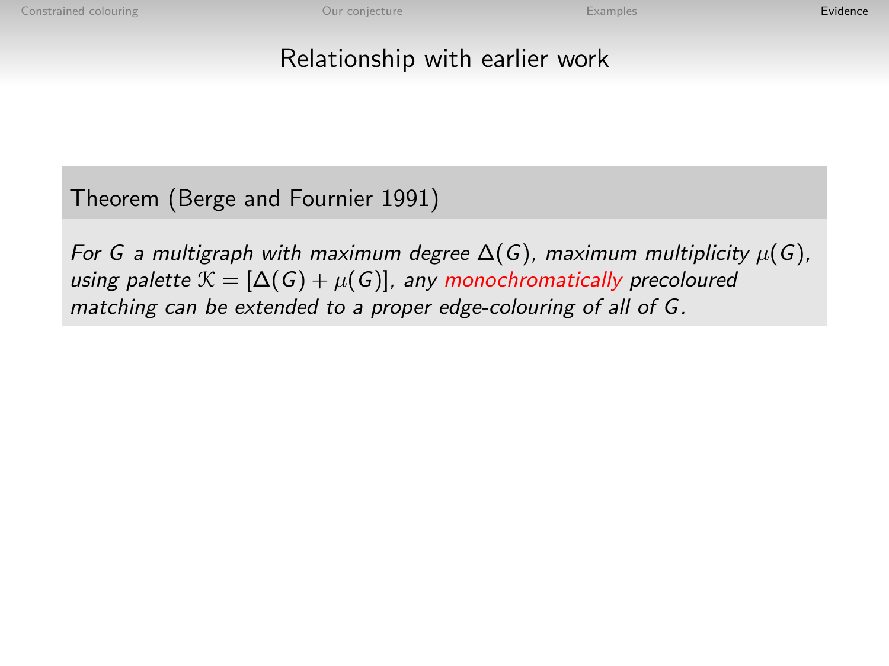# Relationship with earlier work

**Theorem (Berge and Fournier 1991)**

*For $G$ a multigraph with maximum degree $\Delta(G)$, maximum multiplicity $\mu(G)$, using palette $\mathcal{K} = [\Delta(G) + \mu(G)]$, any monochromatically precoloured matching can be extended to a proper edge-colouring of all of $G$.*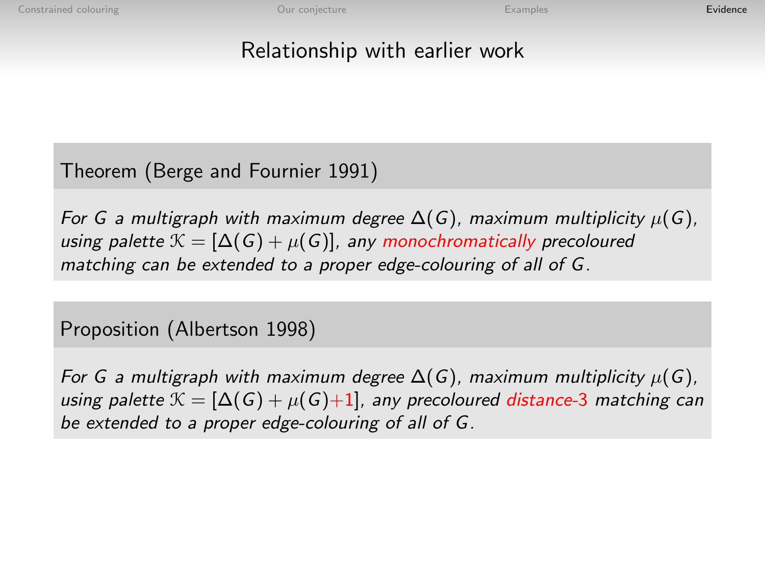## Relationship with earlier work

**Theorem (Berge and Fournier 1991)**

*For $G$ a multigraph with maximum degree $\Delta(G)$, maximum multiplicity $\mu(G)$, using palette $\mathcal{K} = [\Delta(G) + \mu(G)]$, any monochromatically precoloured matching can be extended to a proper edge-colouring of all of $G$.*

**Proposition (Albertson 1998)**

*For $G$ a multigraph with maximum degree $\Delta(G)$, maximum multiplicity $\mu(G)$, using palette $\mathcal{K} = [\Delta(G) + \mu(G) + 1]$, any precoloured distance-3 matching can be extended to a proper edge-colouring of all of $G$.*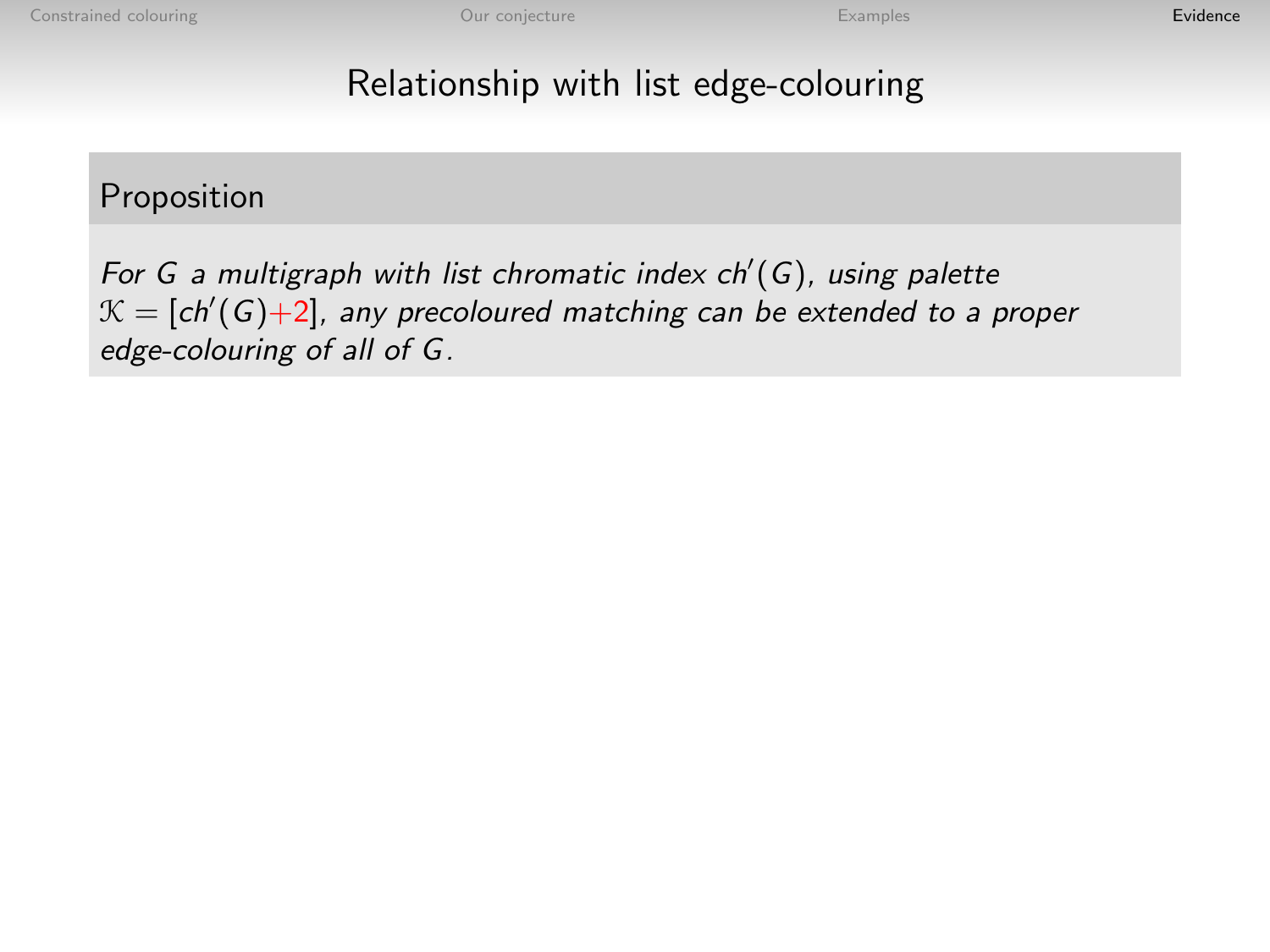# Relationship with list edge-colouring

**Proposition**

*For $G$ a multigraph with list chromatic index $ch'(G)$, using palette $\mathcal{K} = [ch'(G)+2]$, any precoloured matching can be extended to a proper edge-colouring of all of $G$.*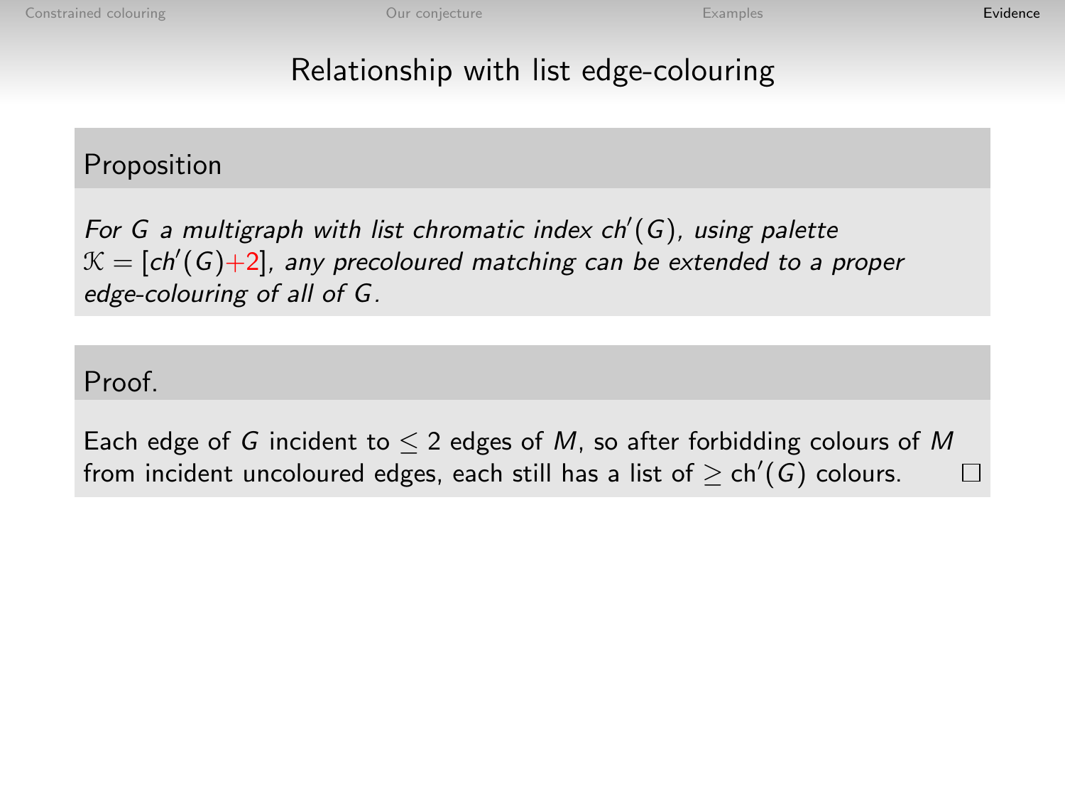# Relationship with list edge-colouring

**Proposition**

*For $G$ a multigraph with list chromatic index $ch'(G)$, using palette $\mathcal{K} = [ch'(G)+2]$, any precoloured matching can be extended to a proper edge-colouring of all of $G$.*

**Proof.**

Each edge of $G$ incident to $\leq 2$ edges of $M$, so after forbidding colours of $M$ from incident uncoloured edges, each still has a list of $\geq \mathrm{ch}'(G)$ colours. □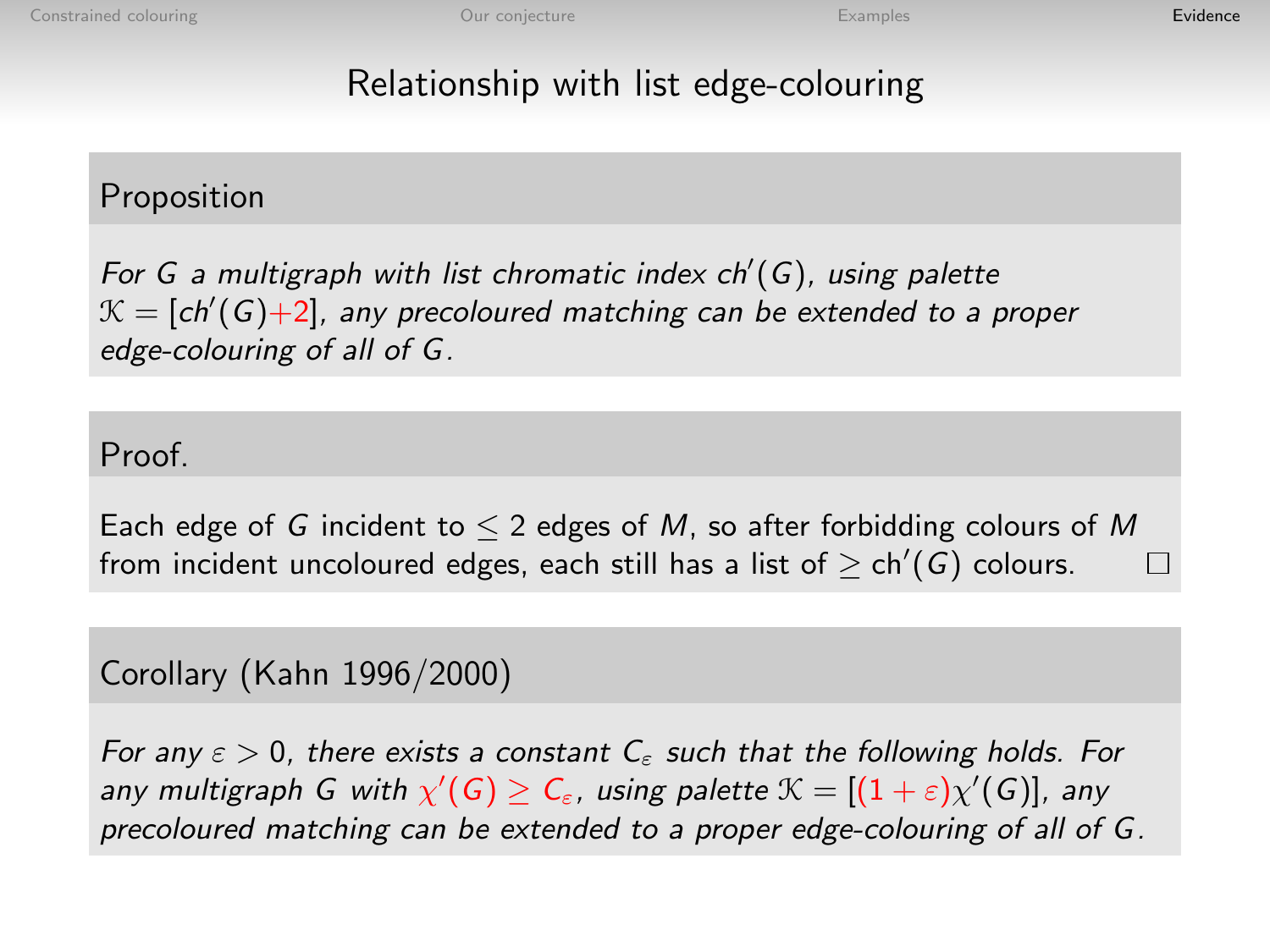## Relationship with list edge-colouring

**Proposition**

*For $G$ a multigraph with list chromatic index $ch'(G)$, using palette $\mathcal{K} = [ch'(G)+2]$, any precoloured matching can be extended to a proper edge-colouring of all of $G$.*

**Proof.**

Each edge of $G$ incident to $\leq 2$ edges of $M$, so after forbidding colours of $M$ from incident uncoloured edges, each still has a list of $\geq \mathrm{ch}'(G)$ colours. □

**Corollary (Kahn 1996/2000)**

*For any $\varepsilon > 0$, there exists a constant $C_\varepsilon$ such that the following holds. For any multigraph $G$ with $\chi'(G) \geq C_\varepsilon$, using palette $\mathcal{K} = [(1+\varepsilon)\chi'(G)]$, any precoloured matching can be extended to a proper edge-colouring of all of $G$.*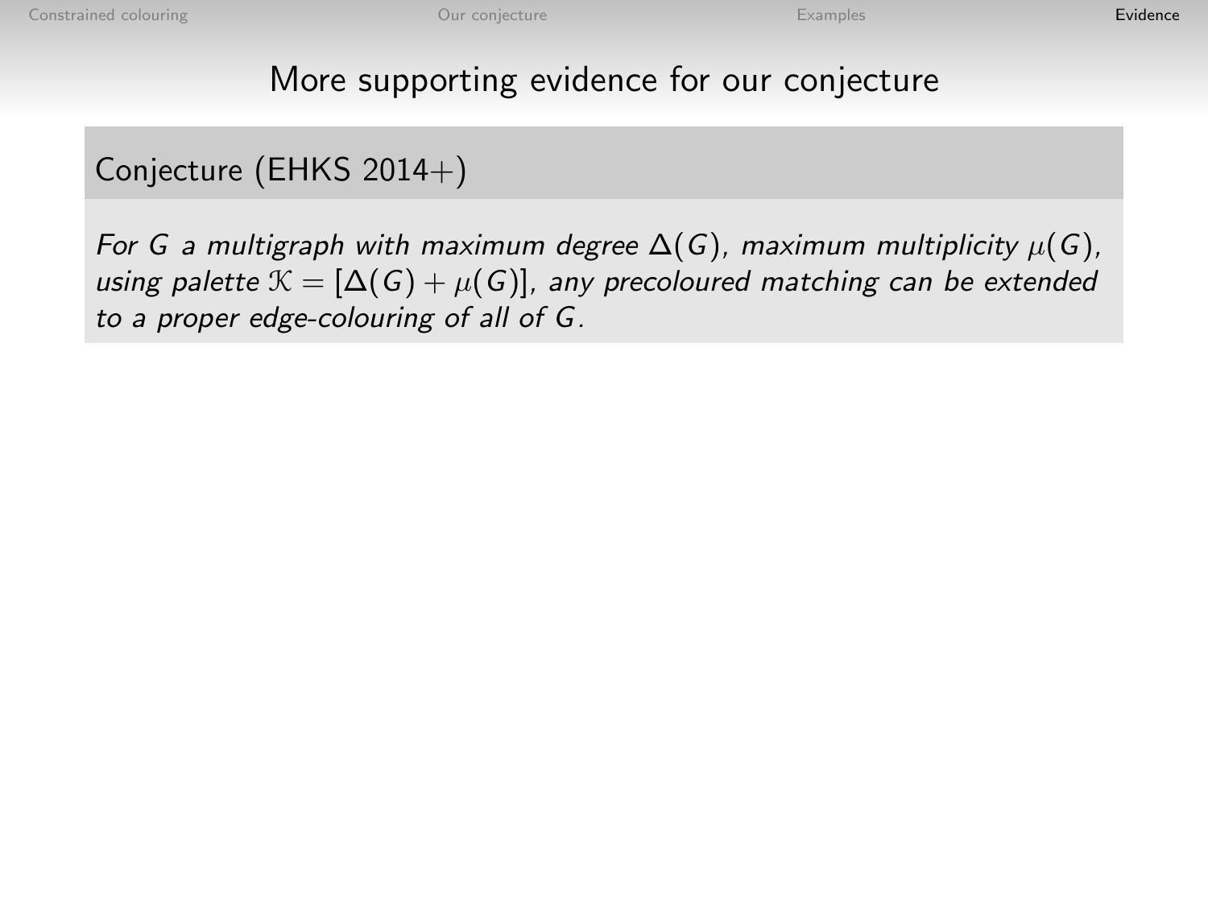# More supporting evidence for our conjecture

**Conjecture (EHKS 2014+)**

*For $G$ a multigraph with maximum degree $\Delta(G)$, maximum multiplicity $\mu(G)$, using palette $\mathcal{K} = [\Delta(G) + \mu(G)]$, any precoloured matching can be extended to a proper edge-colouring of all of $G$.*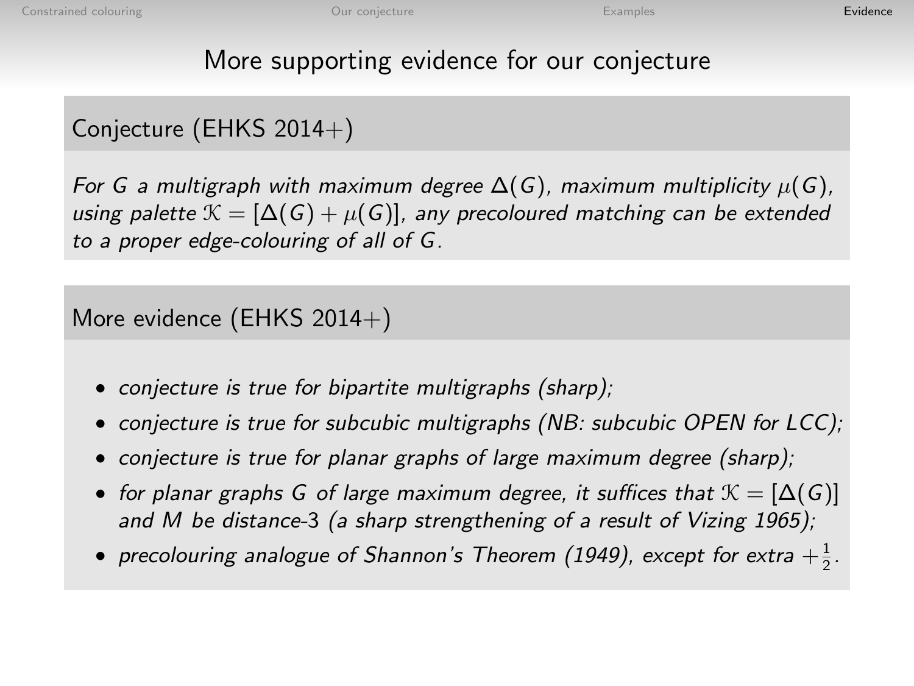## More supporting evidence for our conjecture

### Conjecture (EHKS 2014+)

*For $G$ a multigraph with maximum degree $\Delta(G)$, maximum multiplicity $\mu(G)$, using palette $\mathcal{K} = [\Delta(G) + \mu(G)]$, any precoloured matching can be extended to a proper edge-colouring of all of $G$.*

### More evidence (EHKS 2014+)

- *conjecture is true for bipartite multigraphs (sharp);*
- *conjecture is true for subcubic multigraphs (NB: subcubic OPEN for LCC);*
- *conjecture is true for planar graphs of large maximum degree (sharp);*
- *for planar graphs $G$ of large maximum degree, it suffices that $\mathcal{K} = [\Delta(G)]$ and $M$ be distance-3 (a sharp strengthening of a result of Vizing 1965);*
- *precolouring analogue of Shannon's Theorem (1949), except for extra $+\frac{1}{2}$.*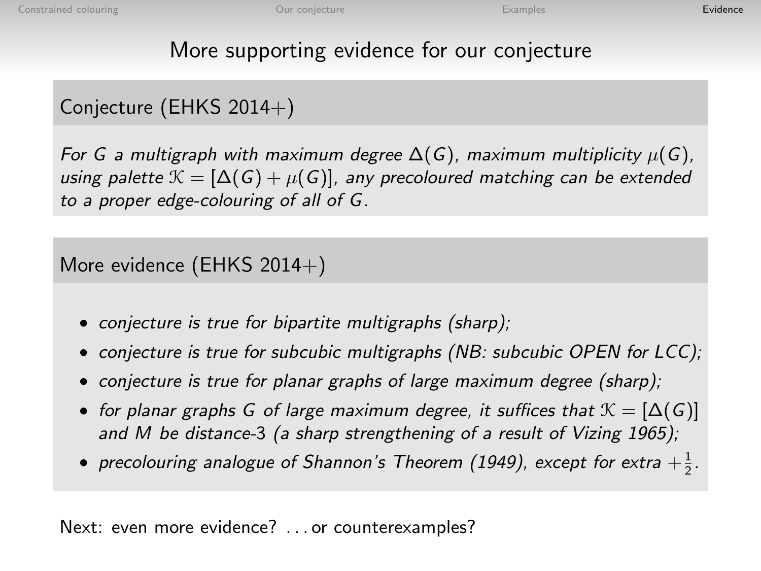## More supporting evidence for our conjecture

### Conjecture (EHKS 2014+)

*For $G$ a multigraph with maximum degree $\Delta(G)$, maximum multiplicity $\mu(G)$, using palette $\mathcal{K} = [\Delta(G) + \mu(G)]$, any precoloured matching can be extended to a proper edge-colouring of all of $G$.*

### More evidence (EHKS 2014+)

- *conjecture is true for bipartite multigraphs (sharp);*
- *conjecture is true for subcubic multigraphs (NB: subcubic OPEN for LCC);*
- *conjecture is true for planar graphs of large maximum degree (sharp);*
- *for planar graphs $G$ of large maximum degree, it suffices that $\mathcal{K} = [\Delta(G)]$ and $M$ be distance-3 (a sharp strengthening of a result of Vizing 1965);*
- *precolouring analogue of Shannon's Theorem (1949), except for extra $+\frac{1}{2}$.*

Next: even more evidence? ... or counterexamples?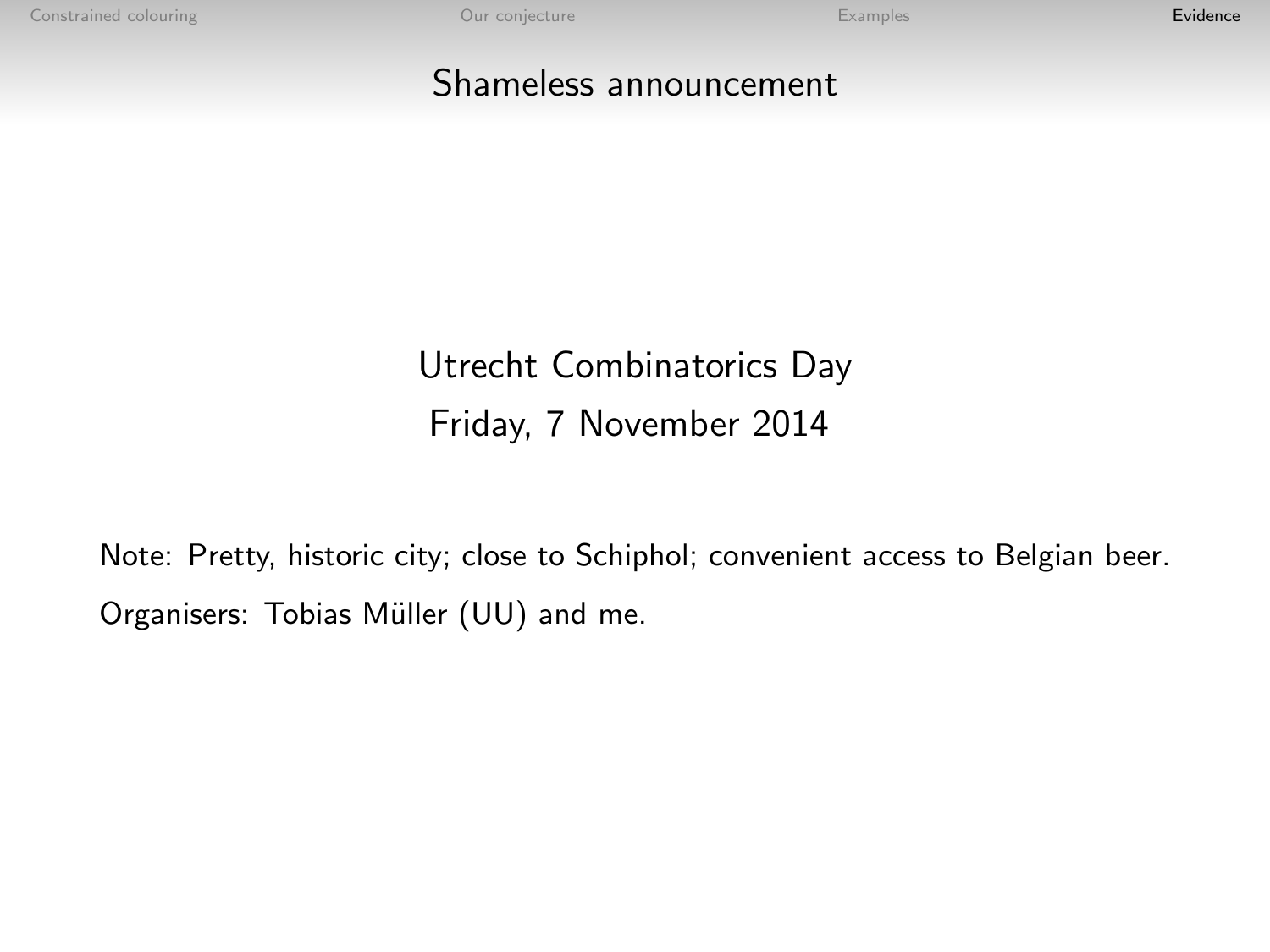# Shameless announcement

Utrecht Combinatorics Day

Friday, 7 November 2014

Note: Pretty, historic city; close to Schiphol; convenient access to Belgian beer.

Organisers: Tobias Müller (UU) and me.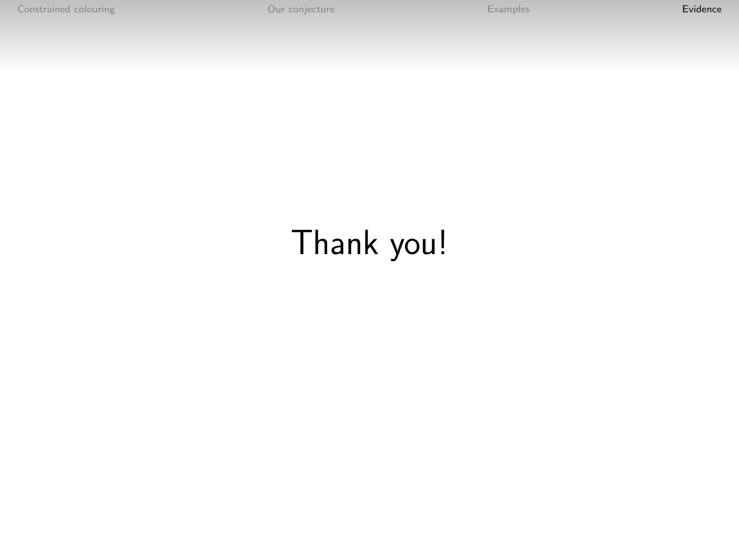Thank you!